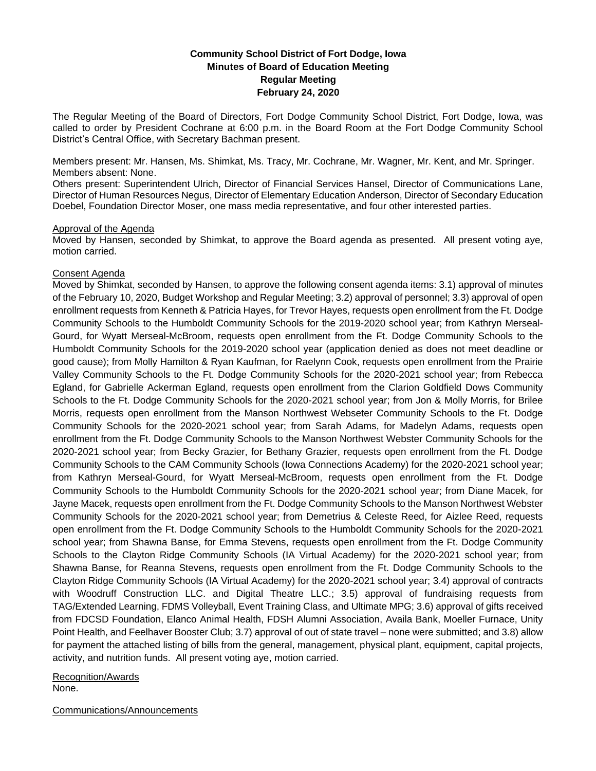**Community School District of Fort Dodge, Iowa**
**Minutes of Board of Education Meeting**
**Regular Meeting**
**February 24, 2020**

The Regular Meeting of the Board of Directors, Fort Dodge Community School District, Fort Dodge, Iowa, was called to order by President Cochrane at 6:00 p.m. in the Board Room at the Fort Dodge Community School District's Central Office, with Secretary Bachman present.

Members present: Mr. Hansen, Ms. Shimkat, Ms. Tracy, Mr. Cochrane, Mr. Wagner, Mr. Kent, and Mr. Springer.
Members absent: None.
Others present: Superintendent Ulrich, Director of Financial Services Hansel, Director of Communications Lane, Director of Human Resources Negus, Director of Elementary Education Anderson, Director of Secondary Education Doebel, Foundation Director Moser, one mass media representative, and four other interested parties.

Approval of the Agenda
Moved by Hansen, seconded by Shimkat, to approve the Board agenda as presented. All present voting aye, motion carried.

Consent Agenda
Moved by Shimkat, seconded by Hansen, to approve the following consent agenda items: 3.1) approval of minutes of the February 10, 2020, Budget Workshop and Regular Meeting; 3.2) approval of personnel; 3.3) approval of open enrollment requests from Kenneth & Patricia Hayes, for Trevor Hayes, requests open enrollment from the Ft. Dodge Community Schools to the Humboldt Community Schools for the 2019-2020 school year; from Kathryn Merseal-Gourd, for Wyatt Merseal-McBroom, requests open enrollment from the Ft. Dodge Community Schools to the Humboldt Community Schools for the 2019-2020 school year (application denied as does not meet deadline or good cause); from Molly Hamilton & Ryan Kaufman, for Raelynn Cook, requests open enrollment from the Prairie Valley Community Schools to the Ft. Dodge Community Schools for the 2020-2021 school year; from Rebecca Egland, for Gabrielle Ackerman Egland, requests open enrollment from the Clarion Goldfield Dows Community Schools to the Ft. Dodge Community Schools for the 2020-2021 school year; from Jon & Molly Morris, for Brilee Morris, requests open enrollment from the Manson Northwest Webseter Community Schools to the Ft. Dodge Community Schools for the 2020-2021 school year; from Sarah Adams, for Madelyn Adams, requests open enrollment from the Ft. Dodge Community Schools to the Manson Northwest Webster Community Schools for the 2020-2021 school year; from Becky Grazier, for Bethany Grazier, requests open enrollment from the Ft. Dodge Community Schools to the CAM Community Schools (Iowa Connections Academy) for the 2020-2021 school year; from Kathryn Merseal-Gourd, for Wyatt Merseal-McBroom, requests open enrollment from the Ft. Dodge Community Schools to the Humboldt Community Schools for the 2020-2021 school year; from Diane Macek, for Jayne Macek, requests open enrollment from the Ft. Dodge Community Schools to the Manson Northwest Webster Community Schools for the 2020-2021 school year; from Demetrius & Celeste Reed, for Aizlee Reed, requests open enrollment from the Ft. Dodge Community Schools to the Humboldt Community Schools for the 2020-2021 school year; from Shawna Banse, for Emma Stevens, requests open enrollment from the Ft. Dodge Community Schools to the Clayton Ridge Community Schools (IA Virtual Academy) for the 2020-2021 school year; from Shawna Banse, for Reanna Stevens, requests open enrollment from the Ft. Dodge Community Schools to the Clayton Ridge Community Schools (IA Virtual Academy) for the 2020-2021 school year; 3.4) approval of contracts with Woodruff Construction LLC. and Digital Theatre LLC.; 3.5) approval of fundraising requests from TAG/Extended Learning, FDMS Volleyball, Event Training Class, and Ultimate MPG; 3.6) approval of gifts received from FDCSD Foundation, Elanco Animal Health, FDSH Alumni Association, Availa Bank, Moeller Furnace, Unity Point Health, and Feelhaver Booster Club; 3.7) approval of out of state travel – none were submitted; and 3.8) allow for payment the attached listing of bills from the general, management, physical plant, equipment, capital projects, activity, and nutrition funds. All present voting aye, motion carried.

Recognition/Awards
None.

Communications/Announcements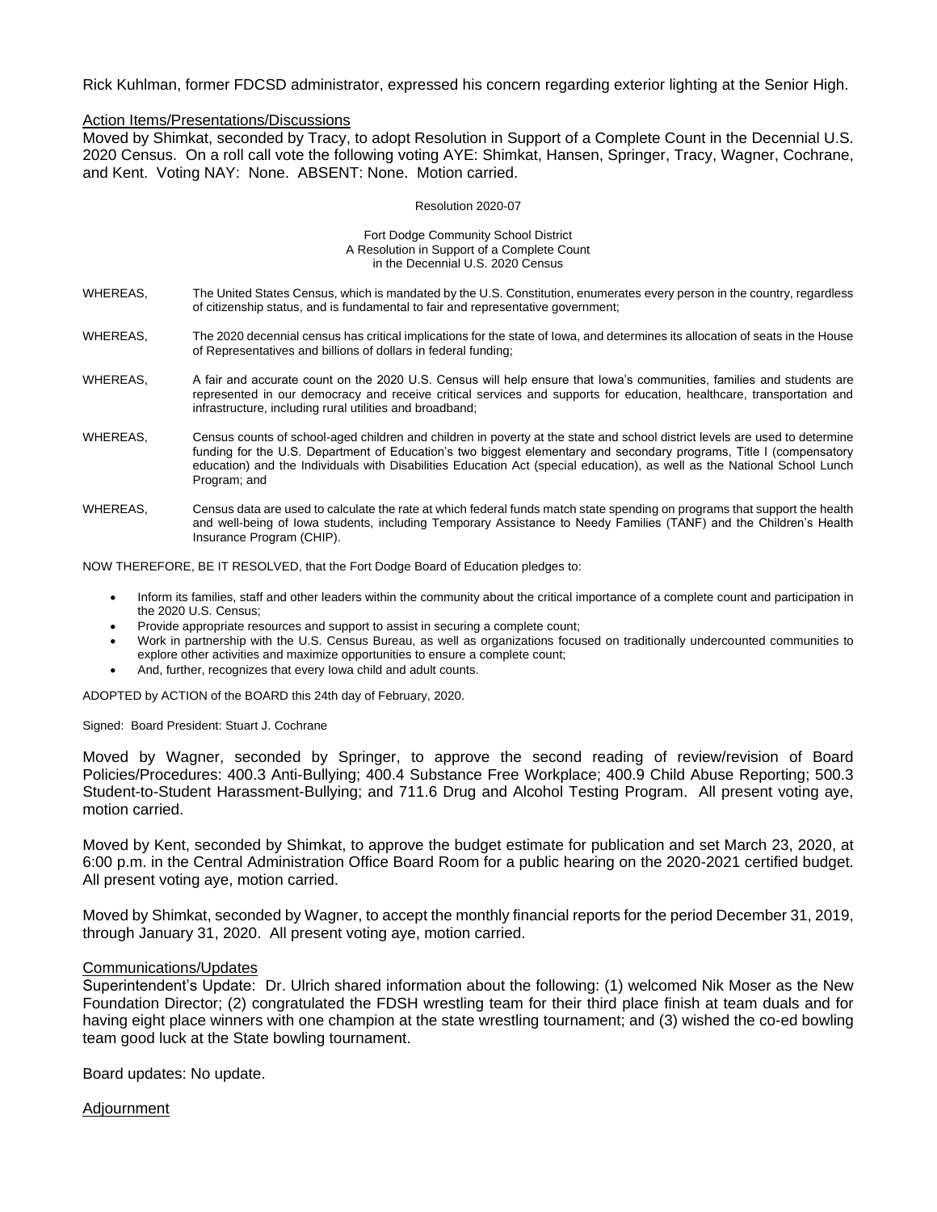Rick Kuhlman, former FDCSD administrator, expressed his concern regarding exterior lighting at the Senior High.

Action Items/Presentations/Discussions

Moved by Shimkat, seconded by Tracy, to adopt Resolution in Support of a Complete Count in the Decennial U.S. 2020 Census. On a roll call vote the following voting AYE: Shimkat, Hansen, Springer, Tracy, Wagner, Cochrane, and Kent. Voting NAY: None. ABSENT: None. Motion carried.

Resolution 2020-07

Fort Dodge Community School District
A Resolution in Support of a Complete Count
in the Decennial U.S. 2020 Census

WHEREAS, The United States Census, which is mandated by the U.S. Constitution, enumerates every person in the country, regardless of citizenship status, and is fundamental to fair and representative government;

WHEREAS, The 2020 decennial census has critical implications for the state of Iowa, and determines its allocation of seats in the House of Representatives and billions of dollars in federal funding;

WHEREAS, A fair and accurate count on the 2020 U.S. Census will help ensure that Iowa's communities, families and students are represented in our democracy and receive critical services and supports for education, healthcare, transportation and infrastructure, including rural utilities and broadband;

WHEREAS, Census counts of school-aged children and children in poverty at the state and school district levels are used to determine funding for the U.S. Department of Education's two biggest elementary and secondary programs, Title I (compensatory education) and the Individuals with Disabilities Education Act (special education), as well as the National School Lunch Program; and

WHEREAS, Census data are used to calculate the rate at which federal funds match state spending on programs that support the health and well-being of Iowa students, including Temporary Assistance to Needy Families (TANF) and the Children's Health Insurance Program (CHIP).

NOW THEREFORE, BE IT RESOLVED, that the Fort Dodge Board of Education pledges to:

- Inform its families, staff and other leaders within the community about the critical importance of a complete count and participation in the 2020 U.S. Census;
- Provide appropriate resources and support to assist in securing a complete count;
- Work in partnership with the U.S. Census Bureau, as well as organizations focused on traditionally undercounted communities to explore other activities and maximize opportunities to ensure a complete count;
- And, further, recognizes that every Iowa child and adult counts.

ADOPTED by ACTION of the BOARD this 24th day of February, 2020.

Signed: Board President: Stuart J. Cochrane

Moved by Wagner, seconded by Springer, to approve the second reading of review/revision of Board Policies/Procedures: 400.3 Anti-Bullying; 400.4 Substance Free Workplace; 400.9 Child Abuse Reporting; 500.3 Student-to-Student Harassment-Bullying; and 711.6 Drug and Alcohol Testing Program. All present voting aye, motion carried.

Moved by Kent, seconded by Shimkat, to approve the budget estimate for publication and set March 23, 2020, at 6:00 p.m. in the Central Administration Office Board Room for a public hearing on the 2020-2021 certified budget. All present voting aye, motion carried.

Moved by Shimkat, seconded by Wagner, to accept the monthly financial reports for the period December 31, 2019, through January 31, 2020. All present voting aye, motion carried.

Communications/Updates

Superintendent's Update: Dr. Ulrich shared information about the following: (1) welcomed Nik Moser as the New Foundation Director; (2) congratulated the FDSH wrestling team for their third place finish at team duals and for having eight place winners with one champion at the state wrestling tournament; and (3) wished the co-ed bowling team good luck at the State bowling tournament.

Board updates: No update.

Adjournment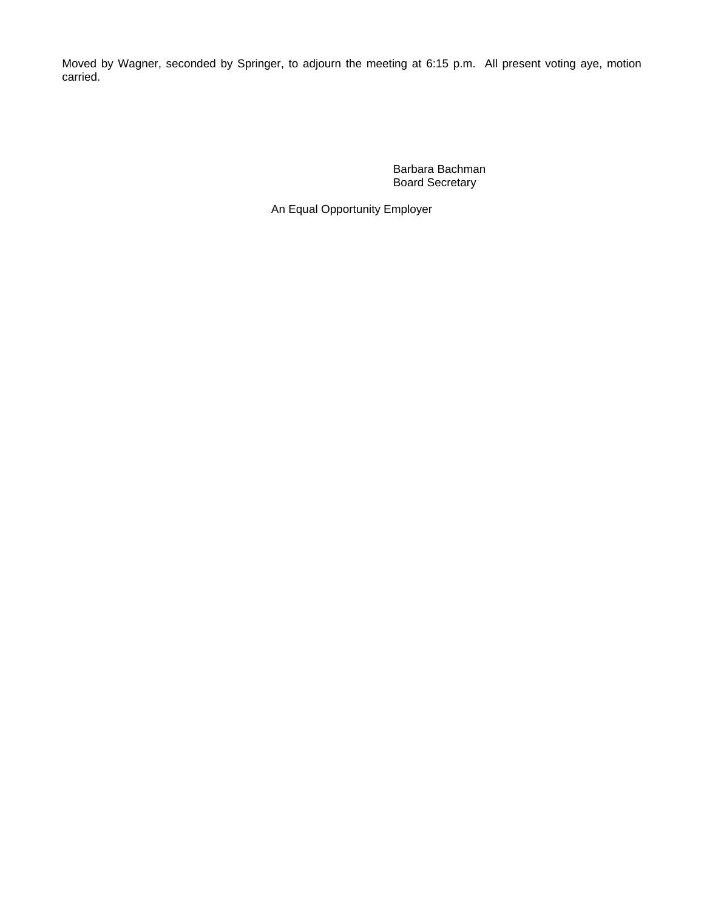Moved by Wagner, seconded by Springer, to adjourn the meeting at 6:15 p.m. All present voting aye, motion carried.

Barbara Bachman
Board Secretary

An Equal Opportunity Employer